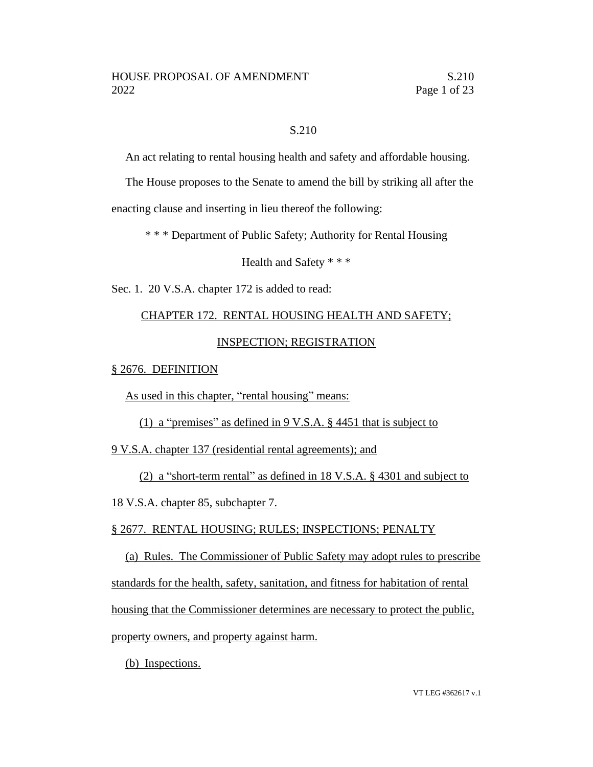S.210

An act relating to rental housing health and safety and affordable housing.

The House proposes to the Senate to amend the bill by striking all after the enacting clause and inserting in lieu thereof the following:

\* \* \* Department of Public Safety; Authority for Rental Housing Health and Safety \* \* \*

Sec. 1. 20 V.S.A. chapter 172 is added to read:

CHAPTER 172. RENTAL HOUSING HEALTH AND SAFETY; INSPECTION; REGISTRATION

§ 2676. DEFINITION

As used in this chapter, "rental housing" means:

(1) a "premises" as defined in 9 V.S.A. § 4451 that is subject to 9 V.S.A. chapter 137 (residential rental agreements); and

(2) a "short-term rental" as defined in 18 V.S.A. § 4301 and subject to 18 V.S.A. chapter 85, subchapter 7.

§ 2677. RENTAL HOUSING; RULES; INSPECTIONS; PENALTY

(a) Rules. The Commissioner of Public Safety may adopt rules to prescribe standards for the health, safety, sanitation, and fitness for habitation of rental housing that the Commissioner determines are necessary to protect the public, property owners, and property against harm.

(b) Inspections.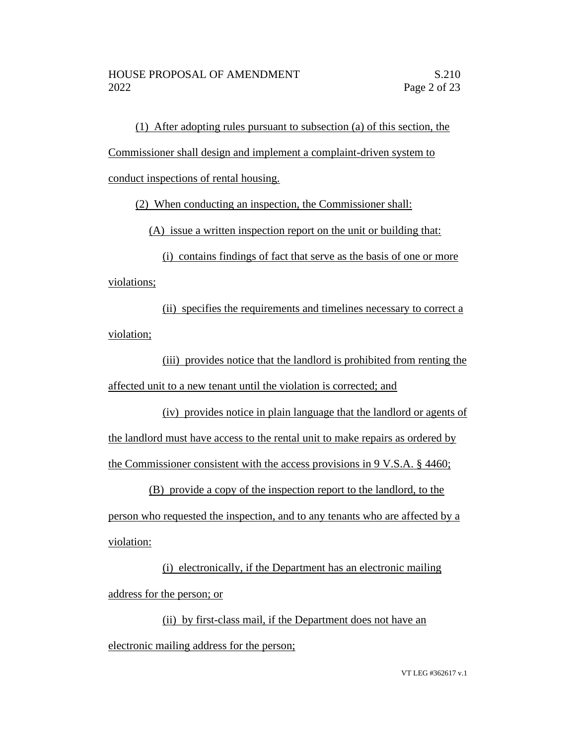(1) After adopting rules pursuant to subsection (a) of this section, the Commissioner shall design and implement a complaint-driven system to conduct inspections of rental housing.

(2) When conducting an inspection, the Commissioner shall:

(A) issue a written inspection report on the unit or building that:

(i) contains findings of fact that serve as the basis of one or more violations;

(ii) specifies the requirements and timelines necessary to correct a violation;

(iii) provides notice that the landlord is prohibited from renting the affected unit to a new tenant until the violation is corrected; and

(iv) provides notice in plain language that the landlord or agents of the landlord must have access to the rental unit to make repairs as ordered by the Commissioner consistent with the access provisions in 9 V.S.A. § 4460;

(B) provide a copy of the inspection report to the landlord, to the person who requested the inspection, and to any tenants who are affected by a violation:

(i) electronically, if the Department has an electronic mailing address for the person; or

(ii) by first-class mail, if the Department does not have an electronic mailing address for the person;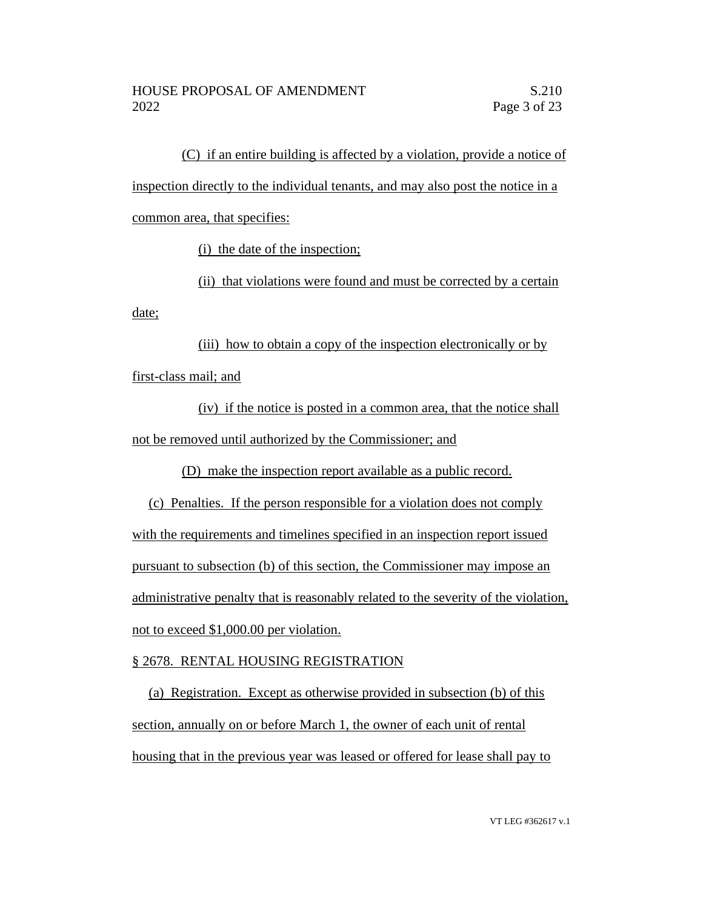(C) if an entire building is affected by a violation, provide a notice of inspection directly to the individual tenants, and may also post the notice in a common area, that specifies:

(i) the date of the inspection;

(ii) that violations were found and must be corrected by a certain date;

(iii) how to obtain a copy of the inspection electronically or by first-class mail; and

(iv) if the notice is posted in a common area, that the notice shall not be removed until authorized by the Commissioner; and

(D) make the inspection report available as a public record.

(c) Penalties. If the person responsible for a violation does not comply with the requirements and timelines specified in an inspection report issued pursuant to subsection (b) of this section, the Commissioner may impose an administrative penalty that is reasonably related to the severity of the violation, not to exceed $1,000.00 per violation.

§ 2678. RENTAL HOUSING REGISTRATION

(a) Registration. Except as otherwise provided in subsection (b) of this section, annually on or before March 1, the owner of each unit of rental housing that in the previous year was leased or offered for lease shall pay to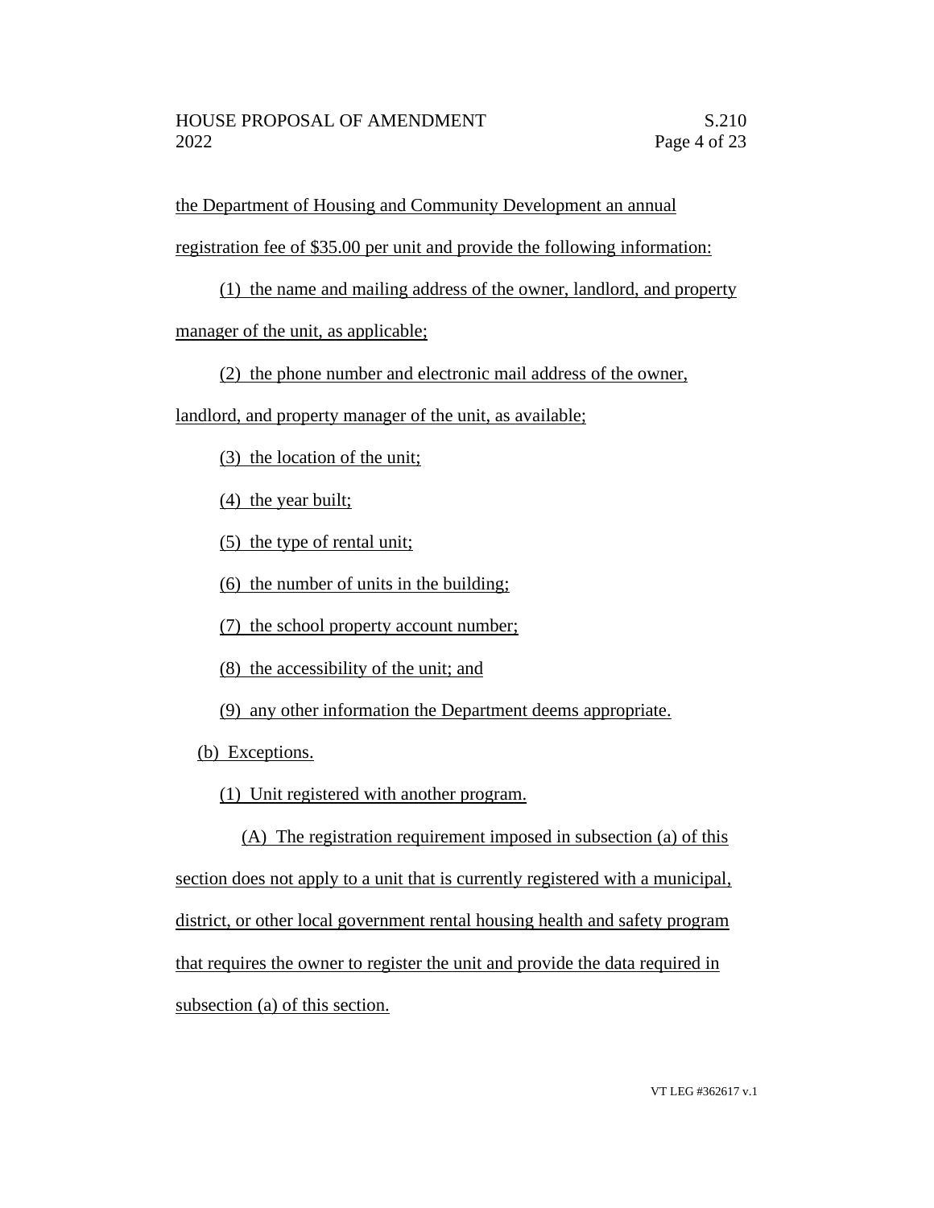the Department of Housing and Community Development an annual registration fee of $35.00 per unit and provide the following information:

(1) the name and mailing address of the owner, landlord, and property manager of the unit, as applicable;

(2) the phone number and electronic mail address of the owner, landlord, and property manager of the unit, as available;

(3) the location of the unit;

(4) the year built;

(5) the type of rental unit;

(6) the number of units in the building;

(7) the school property account number;

(8) the accessibility of the unit; and

(9) any other information the Department deems appropriate.

(b) Exceptions.

(1) Unit registered with another program.

(A) The registration requirement imposed in subsection (a) of this section does not apply to a unit that is currently registered with a municipal, district, or other local government rental housing health and safety program that requires the owner to register the unit and provide the data required in subsection (a) of this section.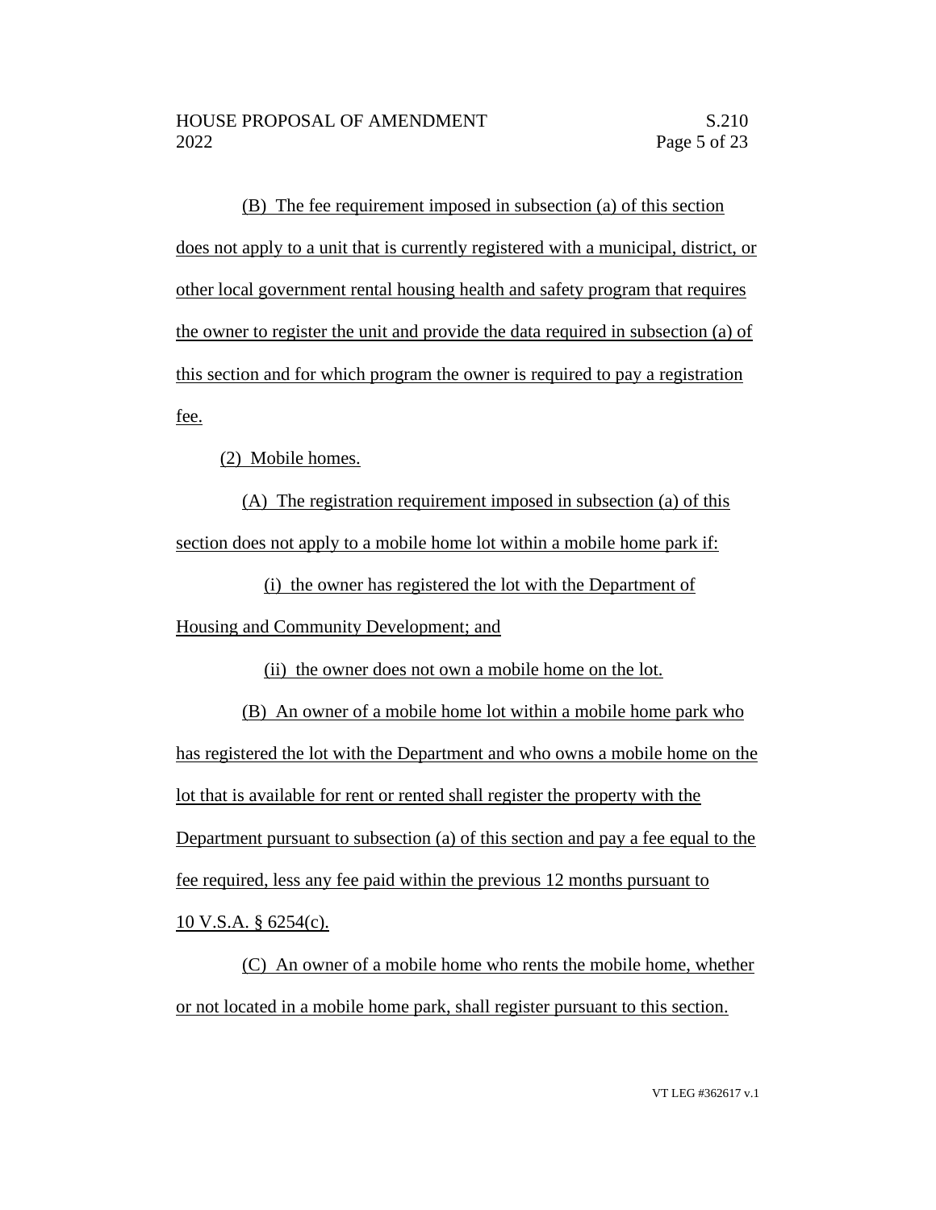(B) The fee requirement imposed in subsection (a) of this section does not apply to a unit that is currently registered with a municipal, district, or other local government rental housing health and safety program that requires the owner to register the unit and provide the data required in subsection (a) of this section and for which program the owner is required to pay a registration fee.

(2) Mobile homes.

(A) The registration requirement imposed in subsection (a) of this section does not apply to a mobile home lot within a mobile home park if:

(i) the owner has registered the lot with the Department of Housing and Community Development; and

(ii) the owner does not own a mobile home on the lot.

(B) An owner of a mobile home lot within a mobile home park who has registered the lot with the Department and who owns a mobile home on the lot that is available for rent or rented shall register the property with the Department pursuant to subsection (a) of this section and pay a fee equal to the fee required, less any fee paid within the previous 12 months pursuant to 10 V.S.A. § 6254(c).

(C) An owner of a mobile home who rents the mobile home, whether or not located in a mobile home park, shall register pursuant to this section.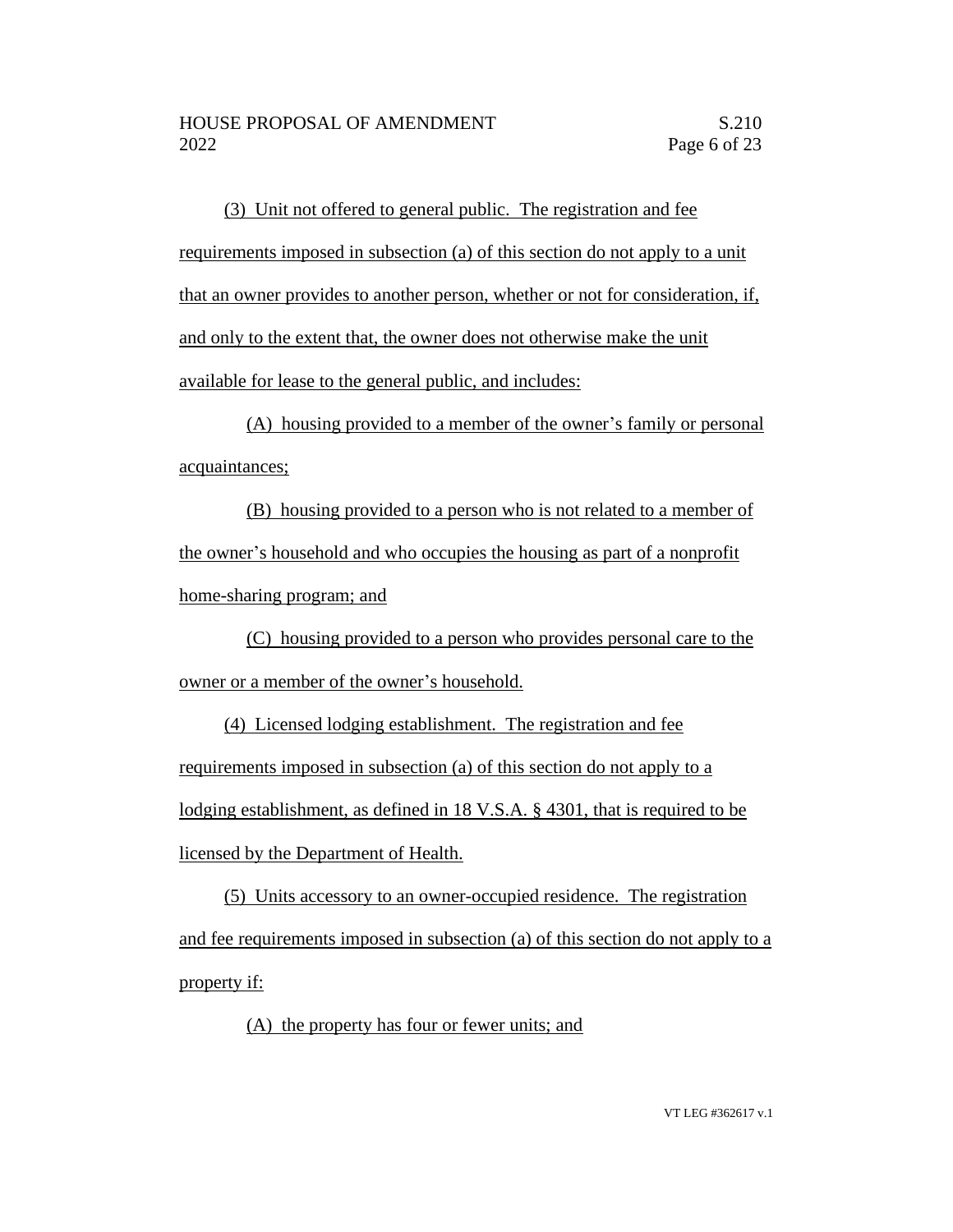(3) Unit not offered to general public. The registration and fee requirements imposed in subsection (a) of this section do not apply to a unit that an owner provides to another person, whether or not for consideration, if, and only to the extent that, the owner does not otherwise make the unit available for lease to the general public, and includes:

(A) housing provided to a member of the owner's family or personal acquaintances;

(B) housing provided to a person who is not related to a member of the owner's household and who occupies the housing as part of a nonprofit home-sharing program; and

(C) housing provided to a person who provides personal care to the owner or a member of the owner's household.

(4) Licensed lodging establishment. The registration and fee requirements imposed in subsection (a) of this section do not apply to a lodging establishment, as defined in 18 V.S.A. § 4301, that is required to be licensed by the Department of Health.

(5) Units accessory to an owner-occupied residence. The registration and fee requirements imposed in subsection (a) of this section do not apply to a property if:

(A) the property has four or fewer units; and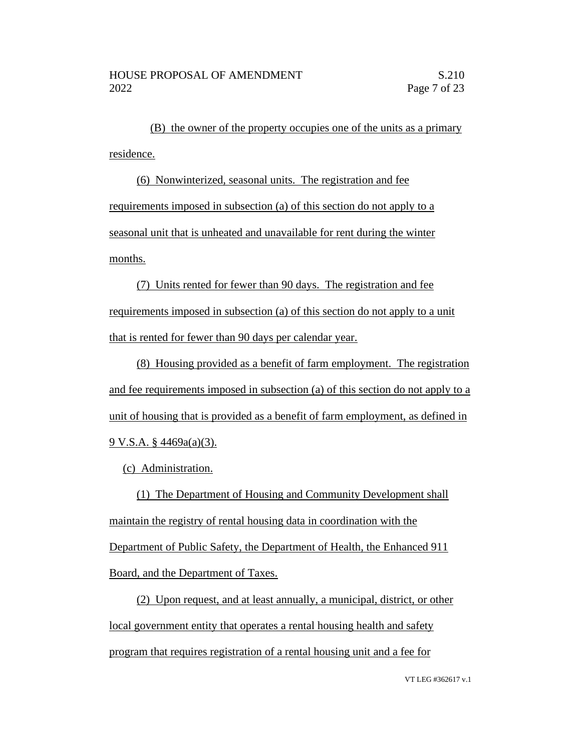(B) the owner of the property occupies one of the units as a primary residence.

(6) Nonwinterized, seasonal units. The registration and fee requirements imposed in subsection (a) of this section do not apply to a seasonal unit that is unheated and unavailable for rent during the winter months.

(7) Units rented for fewer than 90 days. The registration and fee requirements imposed in subsection (a) of this section do not apply to a unit that is rented for fewer than 90 days per calendar year.

(8) Housing provided as a benefit of farm employment. The registration and fee requirements imposed in subsection (a) of this section do not apply to a unit of housing that is provided as a benefit of farm employment, as defined in 9 V.S.A. § 4469a(a)(3).

(c) Administration.

(1) The Department of Housing and Community Development shall maintain the registry of rental housing data in coordination with the Department of Public Safety, the Department of Health, the Enhanced 911 Board, and the Department of Taxes.

(2) Upon request, and at least annually, a municipal, district, or other local government entity that operates a rental housing health and safety program that requires registration of a rental housing unit and a fee for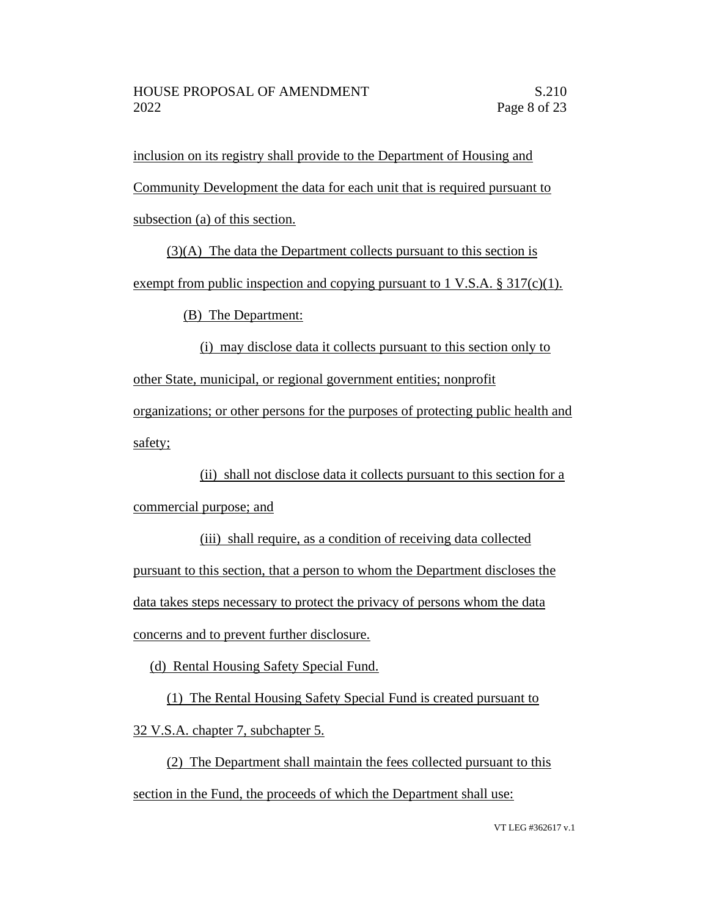inclusion on its registry shall provide to the Department of Housing and Community Development the data for each unit that is required pursuant to subsection (a) of this section.

(3)(A) The data the Department collects pursuant to this section is exempt from public inspection and copying pursuant to 1 V.S.A. § 317(c)(1).

(B) The Department:

(i) may disclose data it collects pursuant to this section only to other State, municipal, or regional government entities; nonprofit organizations; or other persons for the purposes of protecting public health and safety;

(ii) shall not disclose data it collects pursuant to this section for a commercial purpose; and

(iii) shall require, as a condition of receiving data collected pursuant to this section, that a person to whom the Department discloses the data takes steps necessary to protect the privacy of persons whom the data concerns and to prevent further disclosure.

(d) Rental Housing Safety Special Fund.

(1) The Rental Housing Safety Special Fund is created pursuant to 32 V.S.A. chapter 7, subchapter 5.

(2) The Department shall maintain the fees collected pursuant to this section in the Fund, the proceeds of which the Department shall use: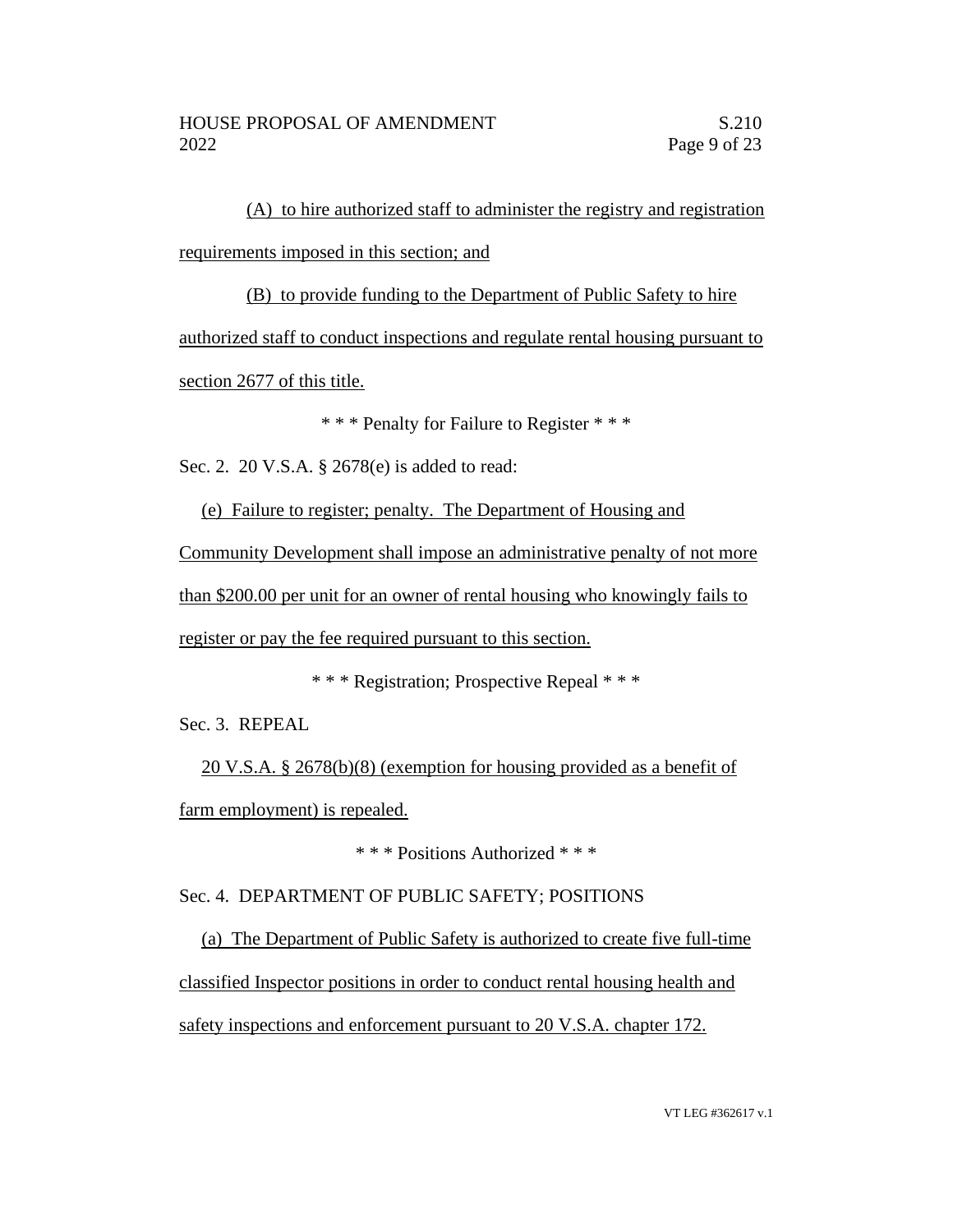(A) to hire authorized staff to administer the registry and registration requirements imposed in this section; and

(B) to provide funding to the Department of Public Safety to hire authorized staff to conduct inspections and regulate rental housing pursuant to section 2677 of this title.

\* \* \* Penalty for Failure to Register \* \* \*

Sec. 2. 20 V.S.A. § 2678(e) is added to read:

(e) Failure to register; penalty. The Department of Housing and Community Development shall impose an administrative penalty of not more than $200.00 per unit for an owner of rental housing who knowingly fails to register or pay the fee required pursuant to this section.

\* \* \* Registration; Prospective Repeal \* \* \*

Sec. 3. REPEAL

20 V.S.A. § 2678(b)(8) (exemption for housing provided as a benefit of farm employment) is repealed.

\* \* \* Positions Authorized \* \* \*

Sec. 4. DEPARTMENT OF PUBLIC SAFETY; POSITIONS

(a) The Department of Public Safety is authorized to create five full-time classified Inspector positions in order to conduct rental housing health and safety inspections and enforcement pursuant to 20 V.S.A. chapter 172.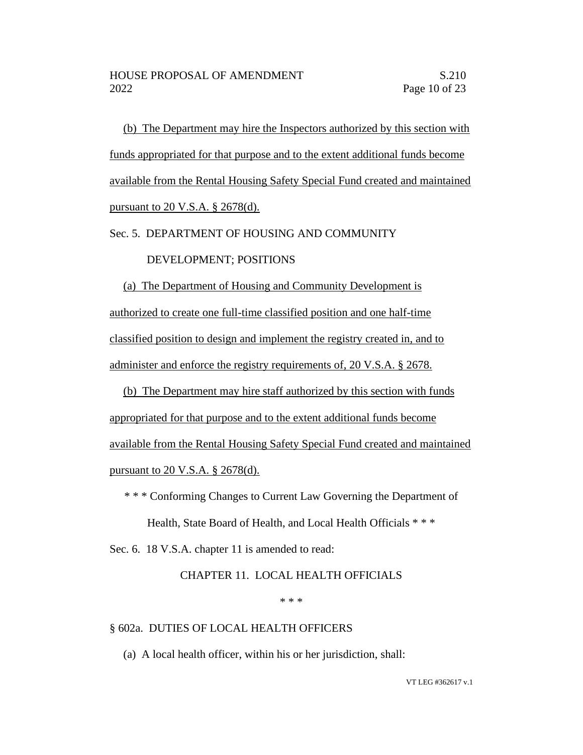(b) The Department may hire the Inspectors authorized by this section with funds appropriated for that purpose and to the extent additional funds become available from the Rental Housing Safety Special Fund created and maintained pursuant to 20 V.S.A. § 2678(d).

Sec. 5. DEPARTMENT OF HOUSING AND COMMUNITY DEVELOPMENT; POSITIONS

(a) The Department of Housing and Community Development is authorized to create one full-time classified position and one half-time classified position to design and implement the registry created in, and to administer and enforce the registry requirements of, 20 V.S.A. § 2678.

(b) The Department may hire staff authorized by this section with funds appropriated for that purpose and to the extent additional funds become available from the Rental Housing Safety Special Fund created and maintained pursuant to 20 V.S.A. § 2678(d).

* * * Conforming Changes to Current Law Governing the Department of Health, State Board of Health, and Local Health Officials * * *

Sec. 6. 18 V.S.A. chapter 11 is amended to read:

CHAPTER 11. LOCAL HEALTH OFFICIALS

* * *

§ 602a. DUTIES OF LOCAL HEALTH OFFICERS

(a) A local health officer, within his or her jurisdiction, shall: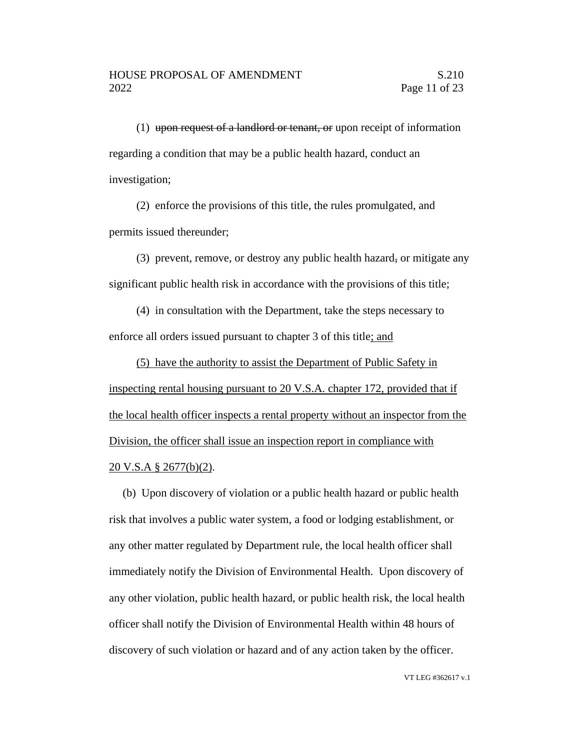(1) ~~upon request of a landlord or tenant, or~~ upon receipt of information regarding a condition that may be a public health hazard, conduct an investigation;

(2) enforce the provisions of this title, the rules promulgated, and permits issued thereunder;

(3) prevent, remove, or destroy any public health hazard~~,~~ or mitigate any significant public health risk in accordance with the provisions of this title;

(4) in consultation with the Department, take the steps necessary to enforce all orders issued pursuant to chapter 3 of this title<u>; and</u>

<u>(5) have the authority to assist the Department of Public Safety in inspecting rental housing pursuant to 20 V.S.A. chapter 172, provided that if the local health officer inspects a rental property without an inspector from the Division, the officer shall issue an inspection report in compliance with 20 V.S.A § 2677(b)(2)</u>.

(b) Upon discovery of violation or a public health hazard or public health risk that involves a public water system, a food or lodging establishment, or any other matter regulated by Department rule, the local health officer shall immediately notify the Division of Environmental Health. Upon discovery of any other violation, public health hazard, or public health risk, the local health officer shall notify the Division of Environmental Health within 48 hours of discovery of such violation or hazard and of any action taken by the officer.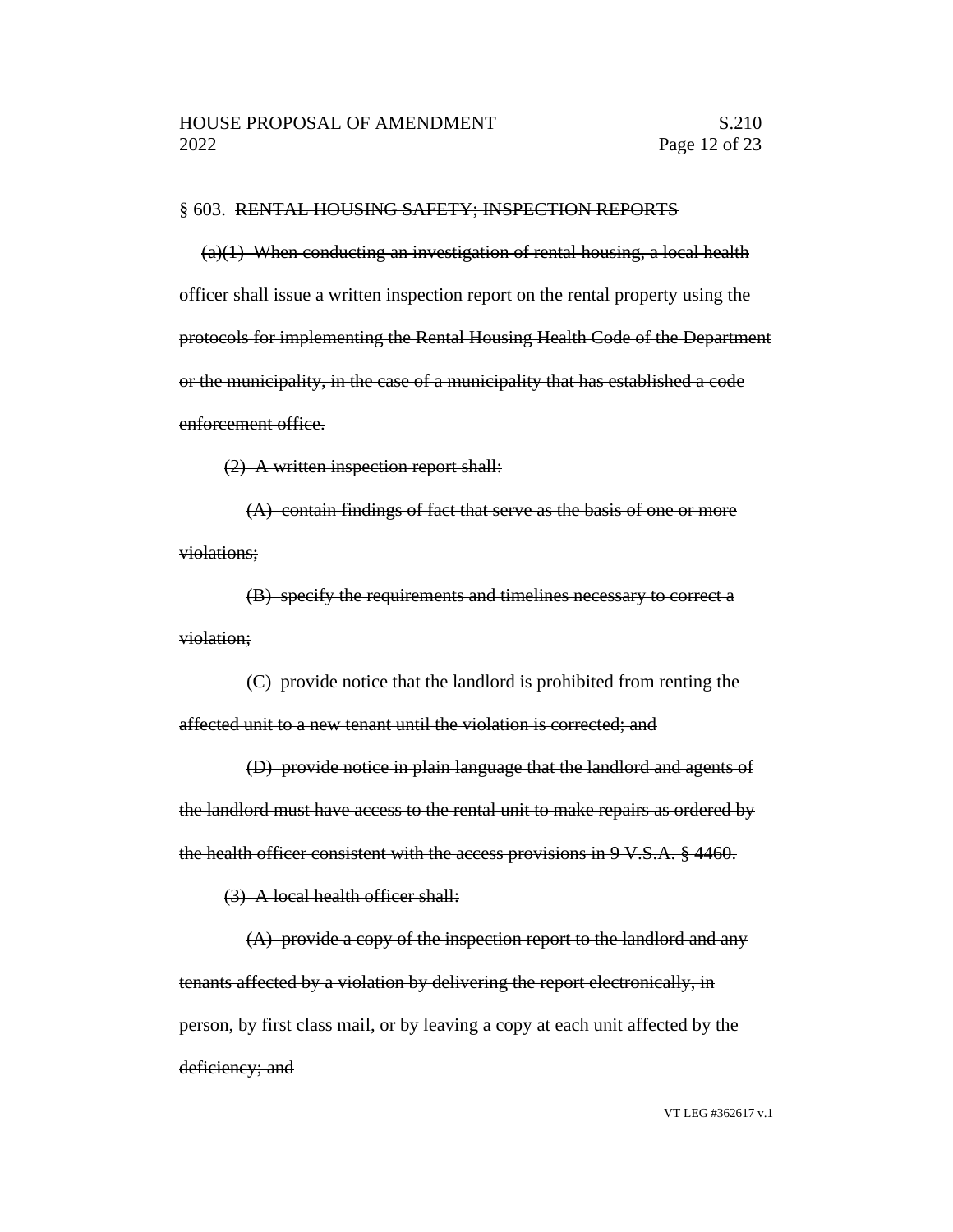§ 603. ~~RENTAL HOUSING SAFETY; INSPECTION REPORTS~~

~~(a)(1) When conducting an investigation of rental housing, a local health officer shall issue a written inspection report on the rental property using the protocols for implementing the Rental Housing Health Code of the Department or the municipality, in the case of a municipality that has established a code enforcement office.~~

~~(2) A written inspection report shall:~~

~~(A) contain findings of fact that serve as the basis of one or more violations;~~

~~(B) specify the requirements and timelines necessary to correct a violation;~~

~~(C) provide notice that the landlord is prohibited from renting the affected unit to a new tenant until the violation is corrected; and~~

~~(D) provide notice in plain language that the landlord and agents of the landlord must have access to the rental unit to make repairs as ordered by the health officer consistent with the access provisions in 9 V.S.A. § 4460.~~

~~(3) A local health officer shall:~~

~~(A) provide a copy of the inspection report to the landlord and any tenants affected by a violation by delivering the report electronically, in person, by first class mail, or by leaving a copy at each unit affected by the deficiency; and~~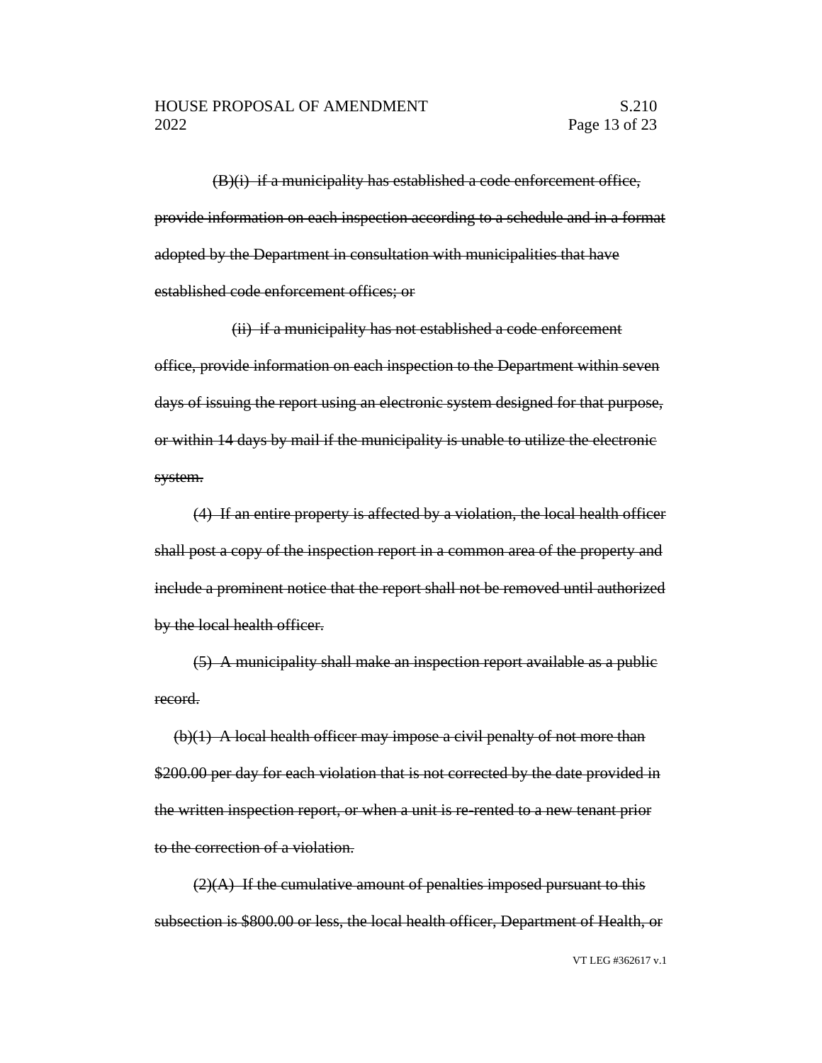~~(B)(i) if a municipality has established a code enforcement office, provide information on each inspection according to a schedule and in a format adopted by the Department in consultation with municipalities that have established code enforcement offices; or~~

~~(ii) if a municipality has not established a code enforcement office, provide information on each inspection to the Department within seven days of issuing the report using an electronic system designed for that purpose, or within 14 days by mail if the municipality is unable to utilize the electronic system.~~

~~(4) If an entire property is affected by a violation, the local health officer shall post a copy of the inspection report in a common area of the property and include a prominent notice that the report shall not be removed until authorized by the local health officer.~~

~~(5) A municipality shall make an inspection report available as a public record.~~

~~(b)(1) A local health officer may impose a civil penalty of not more than \$200.00 per day for each violation that is not corrected by the date provided in the written inspection report, or when a unit is re-rented to a new tenant prior to the correction of a violation.~~

~~(2)(A) If the cumulative amount of penalties imposed pursuant to this subsection is \$800.00 or less, the local health officer, Department of Health, or~~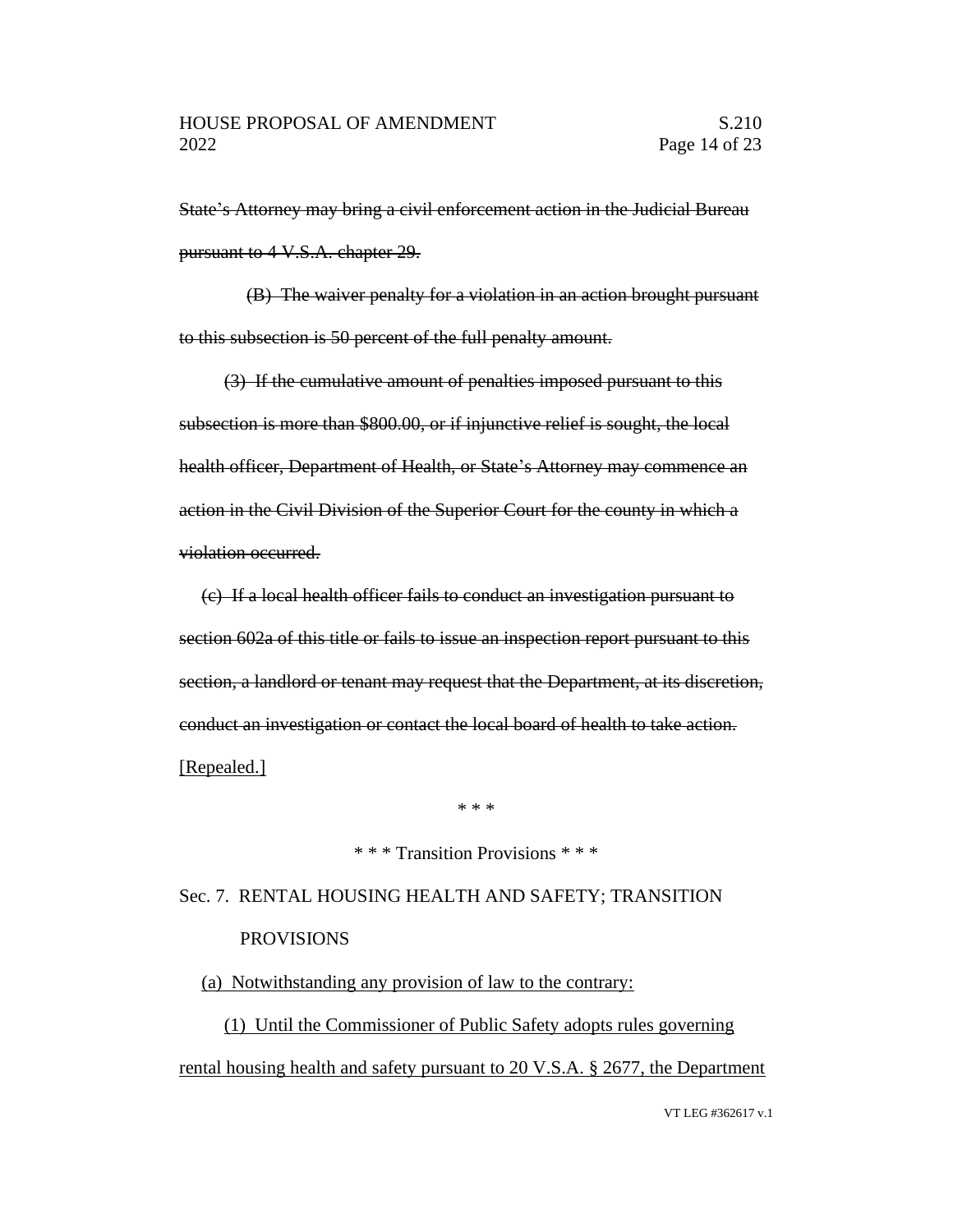~~State's Attorney may bring a civil enforcement action in the Judicial Bureau pursuant to 4 V.S.A. chapter 29.~~

~~(B) The waiver penalty for a violation in an action brought pursuant to this subsection is 50 percent of the full penalty amount.~~

~~(3) If the cumulative amount of penalties imposed pursuant to this subsection is more than $800.00, or if injunctive relief is sought, the local health officer, Department of Health, or State's Attorney may commence an action in the Civil Division of the Superior Court for the county in which a violation occurred.~~

~~(c) If a local health officer fails to conduct an investigation pursuant to section 602a of this title or fails to issue an inspection report pursuant to this section, a landlord or tenant may request that the Department, at its discretion, conduct an investigation or contact the local board of health to take action.~~ <u>[Repealed.]</u>

\* \* \*

\* \* \* Transition Provisions \* \* \*

Sec. 7. RENTAL HOUSING HEALTH AND SAFETY; TRANSITION PROVISIONS

<u>(a) Notwithstanding any provision of law to the contrary:</u>

<u>(1) Until the Commissioner of Public Safety adopts rules governing rental housing health and safety pursuant to 20 V.S.A. § 2677, the Department</u>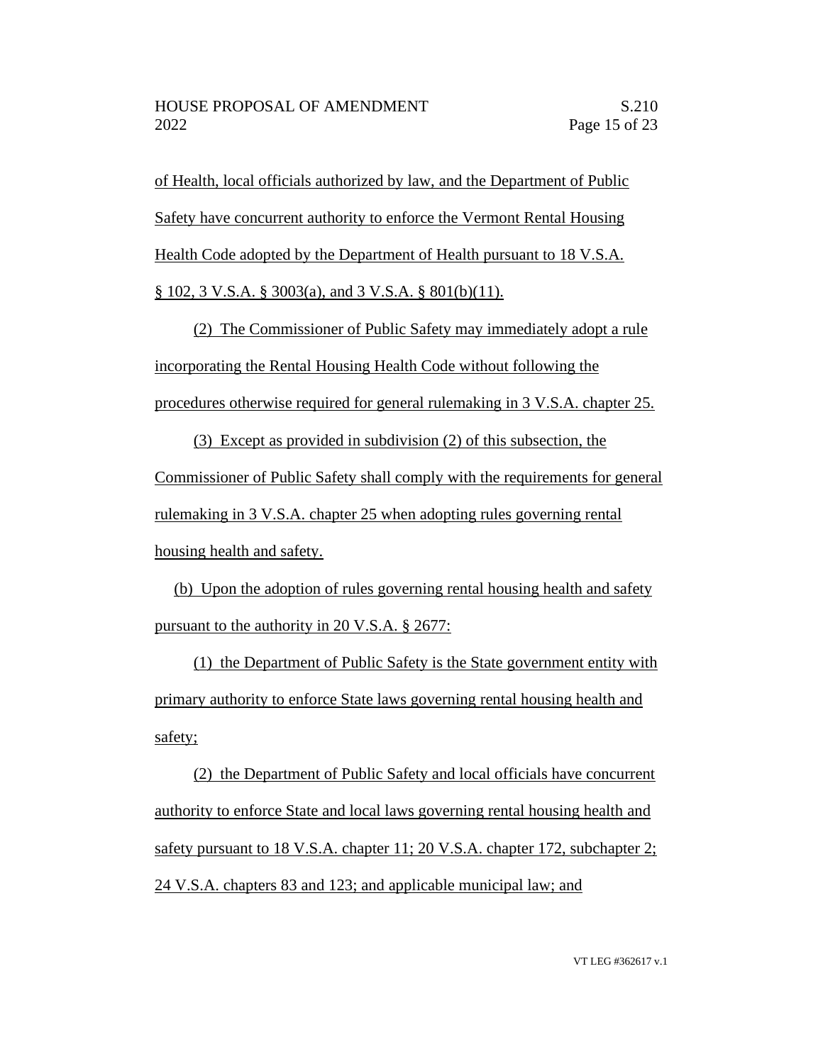of Health, local officials authorized by law, and the Department of Public Safety have concurrent authority to enforce the Vermont Rental Housing Health Code adopted by the Department of Health pursuant to 18 V.S.A. § 102, 3 V.S.A. § 3003(a), and 3 V.S.A. § 801(b)(11).

(2) The Commissioner of Public Safety may immediately adopt a rule incorporating the Rental Housing Health Code without following the procedures otherwise required for general rulemaking in 3 V.S.A. chapter 25.

(3) Except as provided in subdivision (2) of this subsection, the Commissioner of Public Safety shall comply with the requirements for general rulemaking in 3 V.S.A. chapter 25 when adopting rules governing rental housing health and safety.

(b) Upon the adoption of rules governing rental housing health and safety pursuant to the authority in 20 V.S.A. § 2677:

(1) the Department of Public Safety is the State government entity with primary authority to enforce State laws governing rental housing health and safety;

(2) the Department of Public Safety and local officials have concurrent authority to enforce State and local laws governing rental housing health and safety pursuant to 18 V.S.A. chapter 11; 20 V.S.A. chapter 172, subchapter 2; 24 V.S.A. chapters 83 and 123; and applicable municipal law; and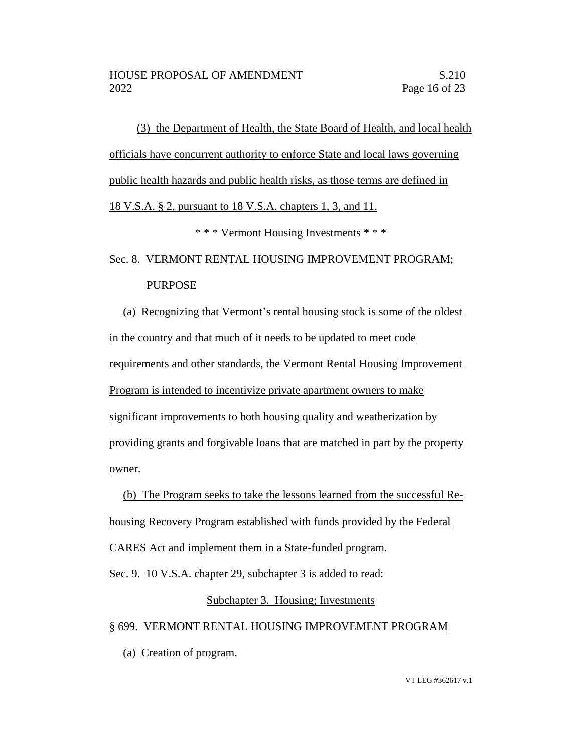(3) the Department of Health, the State Board of Health, and local health officials have concurrent authority to enforce State and local laws governing public health hazards and public health risks, as those terms are defined in 18 V.S.A. § 2, pursuant to 18 V.S.A. chapters 1, 3, and 11.

\* \* \* Vermont Housing Investments \* \* \*

Sec. 8. VERMONT RENTAL HOUSING IMPROVEMENT PROGRAM; PURPOSE

(a) Recognizing that Vermont's rental housing stock is some of the oldest in the country and that much of it needs to be updated to meet code requirements and other standards, the Vermont Rental Housing Improvement Program is intended to incentivize private apartment owners to make significant improvements to both housing quality and weatherization by providing grants and forgivable loans that are matched in part by the property owner.

(b) The Program seeks to take the lessons learned from the successful Re-housing Recovery Program established with funds provided by the Federal CARES Act and implement them in a State-funded program.

Sec. 9. 10 V.S.A. chapter 29, subchapter 3 is added to read:

Subchapter 3. Housing; Investments

§ 699. VERMONT RENTAL HOUSING IMPROVEMENT PROGRAM

(a) Creation of program.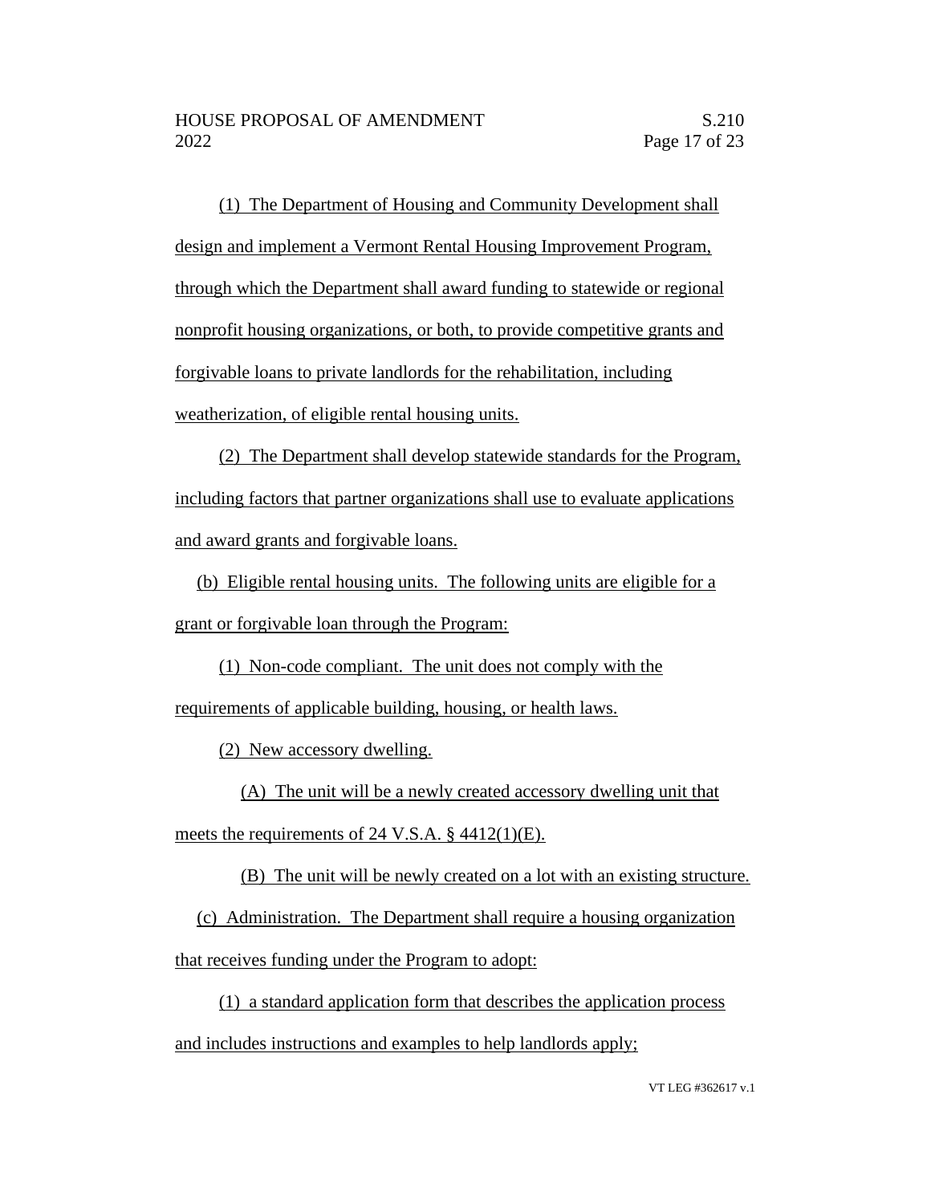(1) The Department of Housing and Community Development shall design and implement a Vermont Rental Housing Improvement Program, through which the Department shall award funding to statewide or regional nonprofit housing organizations, or both, to provide competitive grants and forgivable loans to private landlords for the rehabilitation, including weatherization, of eligible rental housing units.

(2) The Department shall develop statewide standards for the Program, including factors that partner organizations shall use to evaluate applications and award grants and forgivable loans.

(b) Eligible rental housing units. The following units are eligible for a grant or forgivable loan through the Program:

(1) Non-code compliant. The unit does not comply with the requirements of applicable building, housing, or health laws.

(2) New accessory dwelling.

(A) The unit will be a newly created accessory dwelling unit that meets the requirements of 24 V.S.A. § 4412(1)(E).

(B) The unit will be newly created on a lot with an existing structure.

(c) Administration. The Department shall require a housing organization that receives funding under the Program to adopt:

(1) a standard application form that describes the application process and includes instructions and examples to help landlords apply;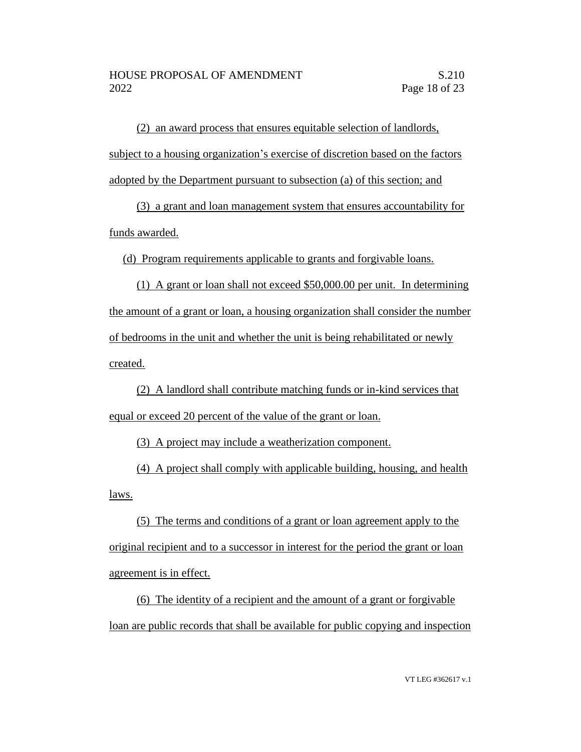(2) an award process that ensures equitable selection of landlords, subject to a housing organization's exercise of discretion based on the factors adopted by the Department pursuant to subsection (a) of this section; and

(3) a grant and loan management system that ensures accountability for funds awarded.

(d) Program requirements applicable to grants and forgivable loans.

(1) A grant or loan shall not exceed $50,000.00 per unit. In determining the amount of a grant or loan, a housing organization shall consider the number of bedrooms in the unit and whether the unit is being rehabilitated or newly created.

(2) A landlord shall contribute matching funds or in-kind services that equal or exceed 20 percent of the value of the grant or loan.

(3) A project may include a weatherization component.

(4) A project shall comply with applicable building, housing, and health laws.

(5) The terms and conditions of a grant or loan agreement apply to the original recipient and to a successor in interest for the period the grant or loan agreement is in effect.

(6) The identity of a recipient and the amount of a grant or forgivable loan are public records that shall be available for public copying and inspection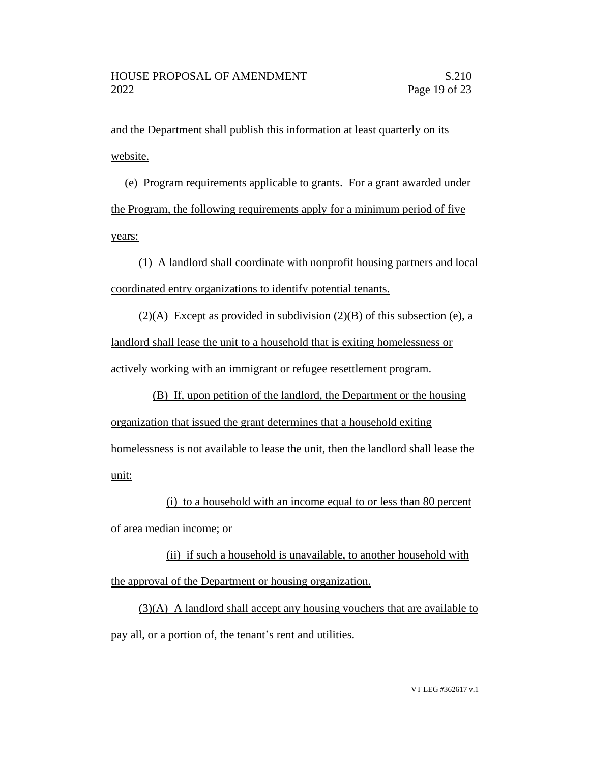and the Department shall publish this information at least quarterly on its website.

(e) Program requirements applicable to grants. For a grant awarded under the Program, the following requirements apply for a minimum period of five years:

(1) A landlord shall coordinate with nonprofit housing partners and local coordinated entry organizations to identify potential tenants.

(2)(A) Except as provided in subdivision (2)(B) of this subsection (e), a landlord shall lease the unit to a household that is exiting homelessness or actively working with an immigrant or refugee resettlement program.

(B) If, upon petition of the landlord, the Department or the housing organization that issued the grant determines that a household exiting homelessness is not available to lease the unit, then the landlord shall lease the unit:

(i) to a household with an income equal to or less than 80 percent of area median income; or

(ii) if such a household is unavailable, to another household with the approval of the Department or housing organization.

(3)(A) A landlord shall accept any housing vouchers that are available to pay all, or a portion of, the tenant's rent and utilities.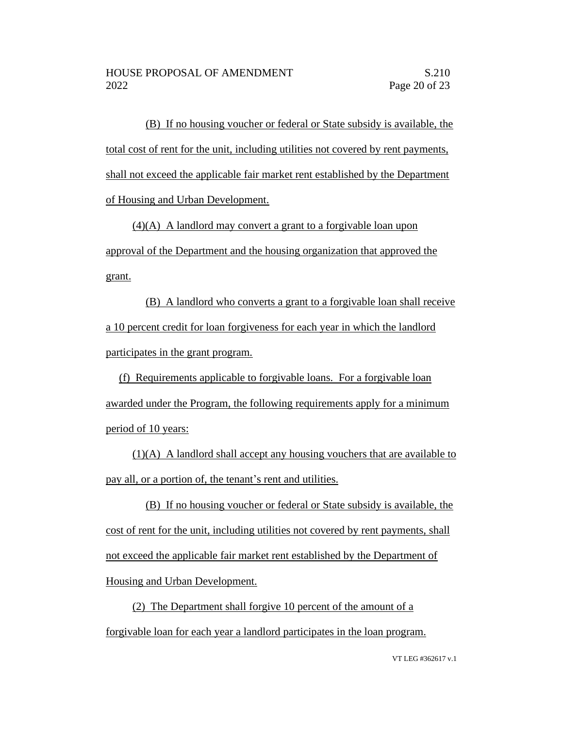(B) If no housing voucher or federal or State subsidy is available, the total cost of rent for the unit, including utilities not covered by rent payments, shall not exceed the applicable fair market rent established by the Department of Housing and Urban Development.

(4)(A) A landlord may convert a grant to a forgivable loan upon approval of the Department and the housing organization that approved the grant.

(B) A landlord who converts a grant to a forgivable loan shall receive a 10 percent credit for loan forgiveness for each year in which the landlord participates in the grant program.

(f) Requirements applicable to forgivable loans. For a forgivable loan awarded under the Program, the following requirements apply for a minimum period of 10 years:

(1)(A) A landlord shall accept any housing vouchers that are available to pay all, or a portion of, the tenant's rent and utilities.

(B) If no housing voucher or federal or State subsidy is available, the cost of rent for the unit, including utilities not covered by rent payments, shall not exceed the applicable fair market rent established by the Department of Housing and Urban Development.

(2) The Department shall forgive 10 percent of the amount of a forgivable loan for each year a landlord participates in the loan program.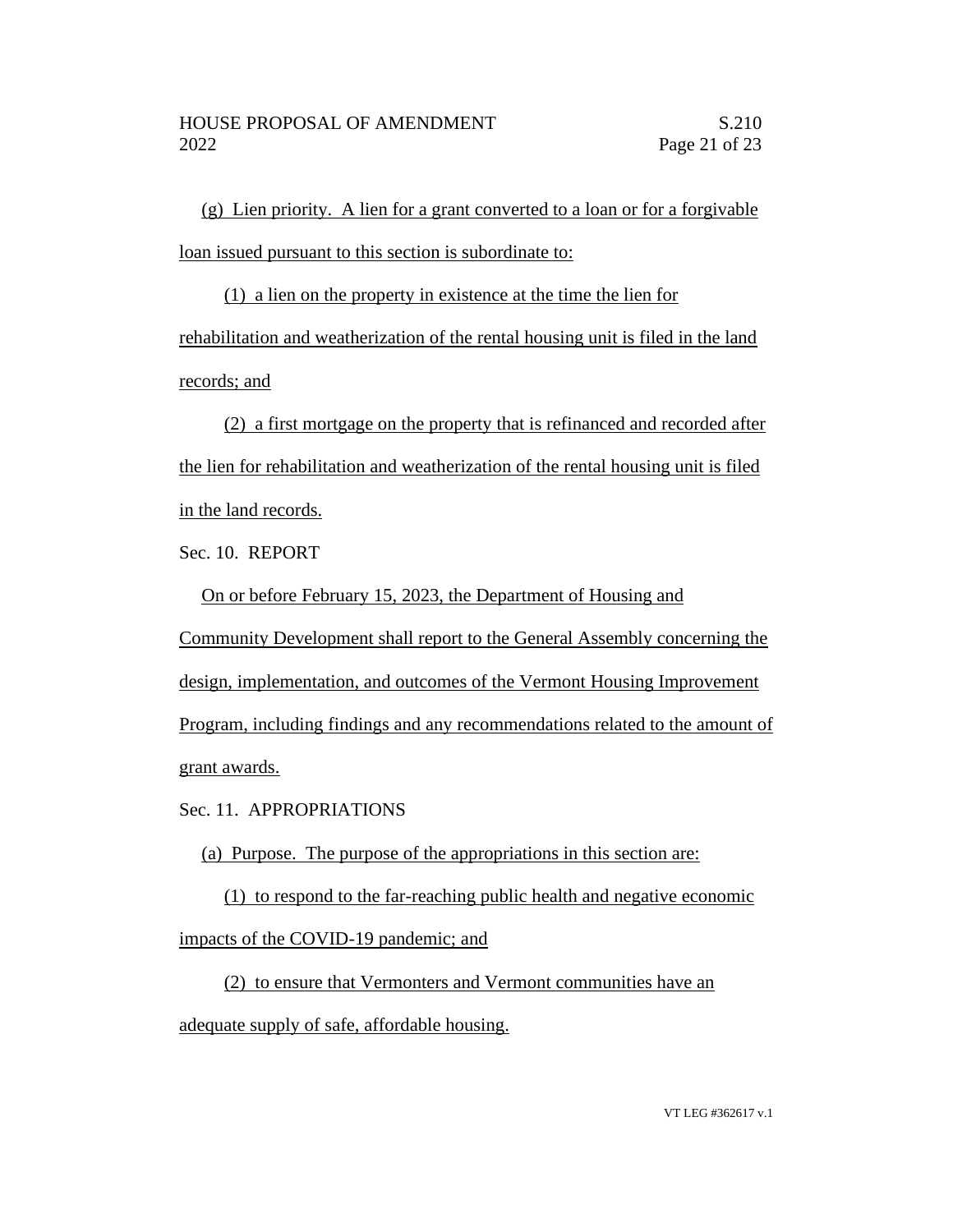(g) Lien priority. A lien for a grant converted to a loan or for a forgivable loan issued pursuant to this section is subordinate to:

(1) a lien on the property in existence at the time the lien for rehabilitation and weatherization of the rental housing unit is filed in the land records; and

(2) a first mortgage on the property that is refinanced and recorded after the lien for rehabilitation and weatherization of the rental housing unit is filed in the land records.

Sec. 10. REPORT

On or before February 15, 2023, the Department of Housing and Community Development shall report to the General Assembly concerning the design, implementation, and outcomes of the Vermont Housing Improvement Program, including findings and any recommendations related to the amount of grant awards.

Sec. 11. APPROPRIATIONS

(a) Purpose. The purpose of the appropriations in this section are:

(1) to respond to the far-reaching public health and negative economic impacts of the COVID-19 pandemic; and

(2) to ensure that Vermonters and Vermont communities have an adequate supply of safe, affordable housing.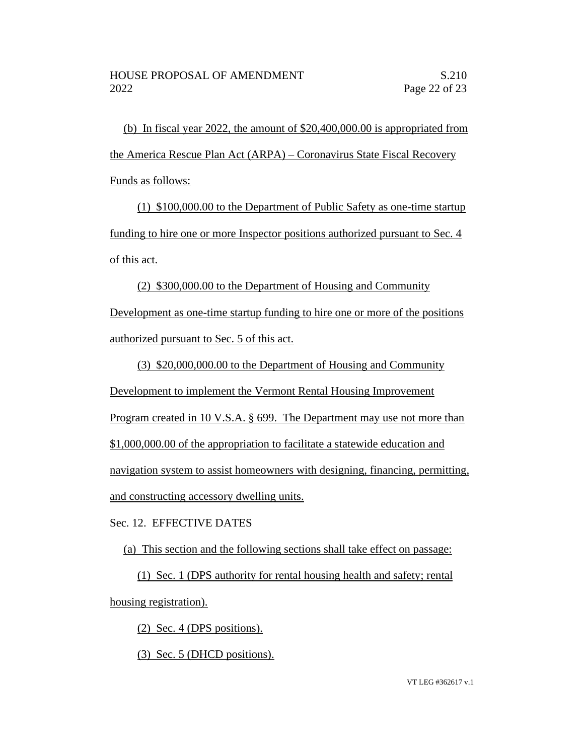(b) In fiscal year 2022, the amount of $20,400,000.00 is appropriated from the America Rescue Plan Act (ARPA) – Coronavirus State Fiscal Recovery Funds as follows:

(1) $100,000.00 to the Department of Public Safety as one-time startup funding to hire one or more Inspector positions authorized pursuant to Sec. 4 of this act.

(2) $300,000.00 to the Department of Housing and Community Development as one-time startup funding to hire one or more of the positions authorized pursuant to Sec. 5 of this act.

(3) $20,000,000.00 to the Department of Housing and Community Development to implement the Vermont Rental Housing Improvement Program created in 10 V.S.A. § 699. The Department may use not more than $1,000,000.00 of the appropriation to facilitate a statewide education and navigation system to assist homeowners with designing, financing, permitting, and constructing accessory dwelling units.

Sec. 12. EFFECTIVE DATES

(a) This section and the following sections shall take effect on passage:

(1) Sec. 1 (DPS authority for rental housing health and safety; rental housing registration).

(2) Sec. 4 (DPS positions).

(3) Sec. 5 (DHCD positions).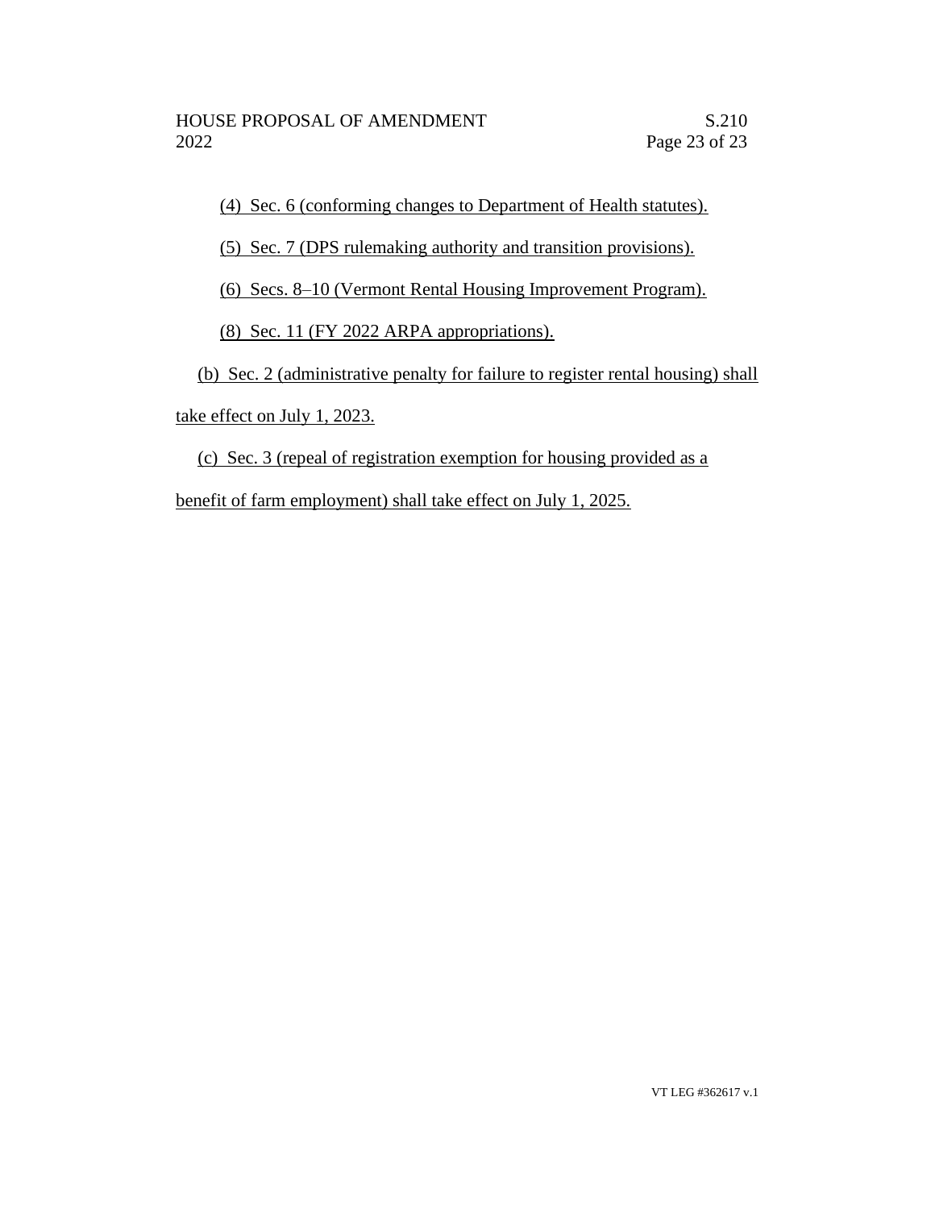(4) Sec. 6 (conforming changes to Department of Health statutes).

(5) Sec. 7 (DPS rulemaking authority and transition provisions).

(6) Secs. 8–10 (Vermont Rental Housing Improvement Program).

(8) Sec. 11 (FY 2022 ARPA appropriations).

(b) Sec. 2 (administrative penalty for failure to register rental housing) shall take effect on July 1, 2023.

(c) Sec. 3 (repeal of registration exemption for housing provided as a benefit of farm employment) shall take effect on July 1, 2025.